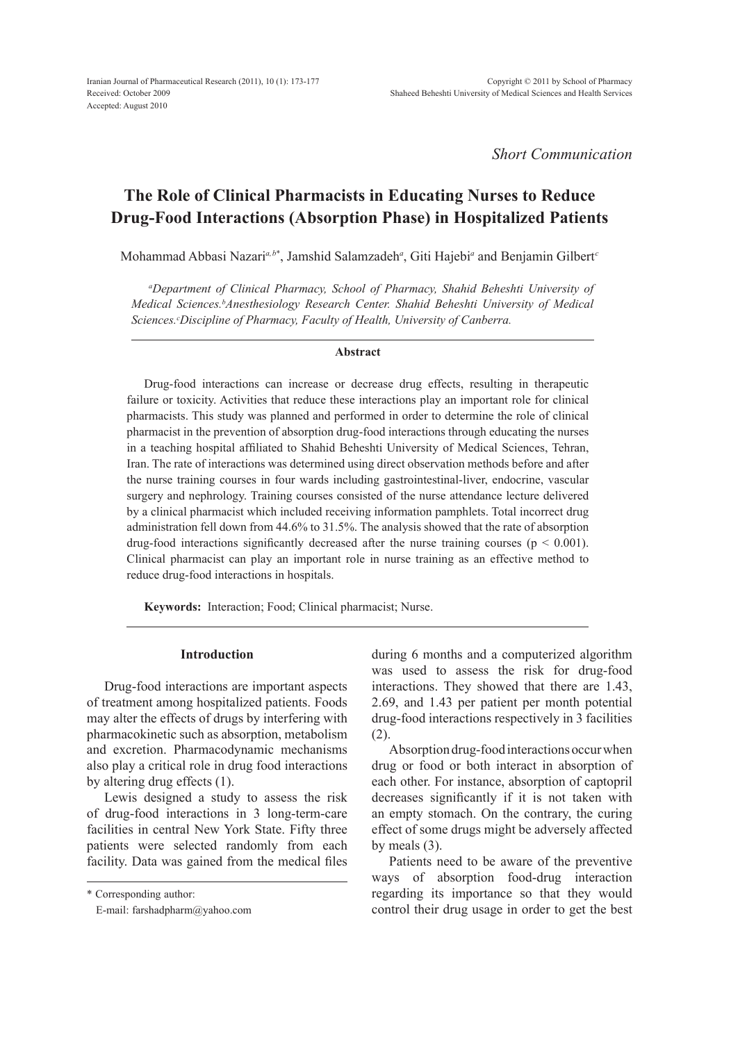Received: October 2009

Accepted: August 2010

*Short Communication*

# The Role of Clinical Pharmacists in Educating Nurses to Reduce Drug-Food Interactions (Absorption Phase) in Hospitalized Patients

Mohammad Abbasi Nazari[a,b*], Jamshid Salamzadeh[a], Giti Hajebi[a] and Benjamin Gilbert[c]

*[a]Department of Clinical Pharmacy, School of Pharmacy, Shahid Beheshti University of Medical Sciences.[b]Anesthesiology Research Center. Shahid Beheshti University of Medical Sciences.[c]Discipline of Pharmacy, Faculty of Health, University of Canberra.*

## Abstract

Drug-food interactions can increase or decrease drug effects, resulting in therapeutic failure or toxicity. Activities that reduce these interactions play an important role for clinical pharmacists. This study was planned and performed in order to determine the role of clinical pharmacist in the prevention of absorption drug-food interactions through educating the nurses in a teaching hospital affiliated to Shahid Beheshti University of Medical Sciences, Tehran, Iran. The rate of interactions was determined using direct observation methods before and after the nurse training courses in four wards including gastrointestinal-liver, endocrine, vascular surgery and nephrology. Training courses consisted of the nurse attendance lecture delivered by a clinical pharmacist which included receiving information pamphlets. Total incorrect drug administration fell down from 44.6% to 31.5%. The analysis showed that the rate of absorption drug-food interactions significantly decreased after the nurse training courses ($p < 0.001$). Clinical pharmacist can play an important role in nurse training as an effective method to reduce drug-food interactions in hospitals.

**Keywords:** Interaction; Food; Clinical pharmacist; Nurse.

## Introduction

Drug-food interactions are important aspects of treatment among hospitalized patients. Foods may alter the effects of drugs by interfering with pharmacokinetic such as absorption, metabolism and excretion. Pharmacodynamic mechanisms also play a critical role in drug food interactions by altering drug effects (1).

Lewis designed a study to assess the risk of drug-food interactions in 3 long-term-care facilities in central New York State. Fifty three patients were selected randomly from each facility. Data was gained from the medical files during 6 months and a computerized algorithm was used to assess the risk for drug-food interactions. They showed that there are 1.43, 2.69, and 1.43 per patient per month potential drug-food interactions respectively in 3 facilities (2).

Absorption drug-food interactions occur when drug or food or both interact in absorption of each other. For instance, absorption of captopril decreases significantly if it is not taken with an empty stomach. On the contrary, the curing effect of some drugs might be adversely affected by meals (3).

Patients need to be aware of the preventive ways of absorption food-drug interaction regarding its importance so that they would control their drug usage in order to get the best

\* Corresponding author:

E-mail: farshadpharm@yahoo.com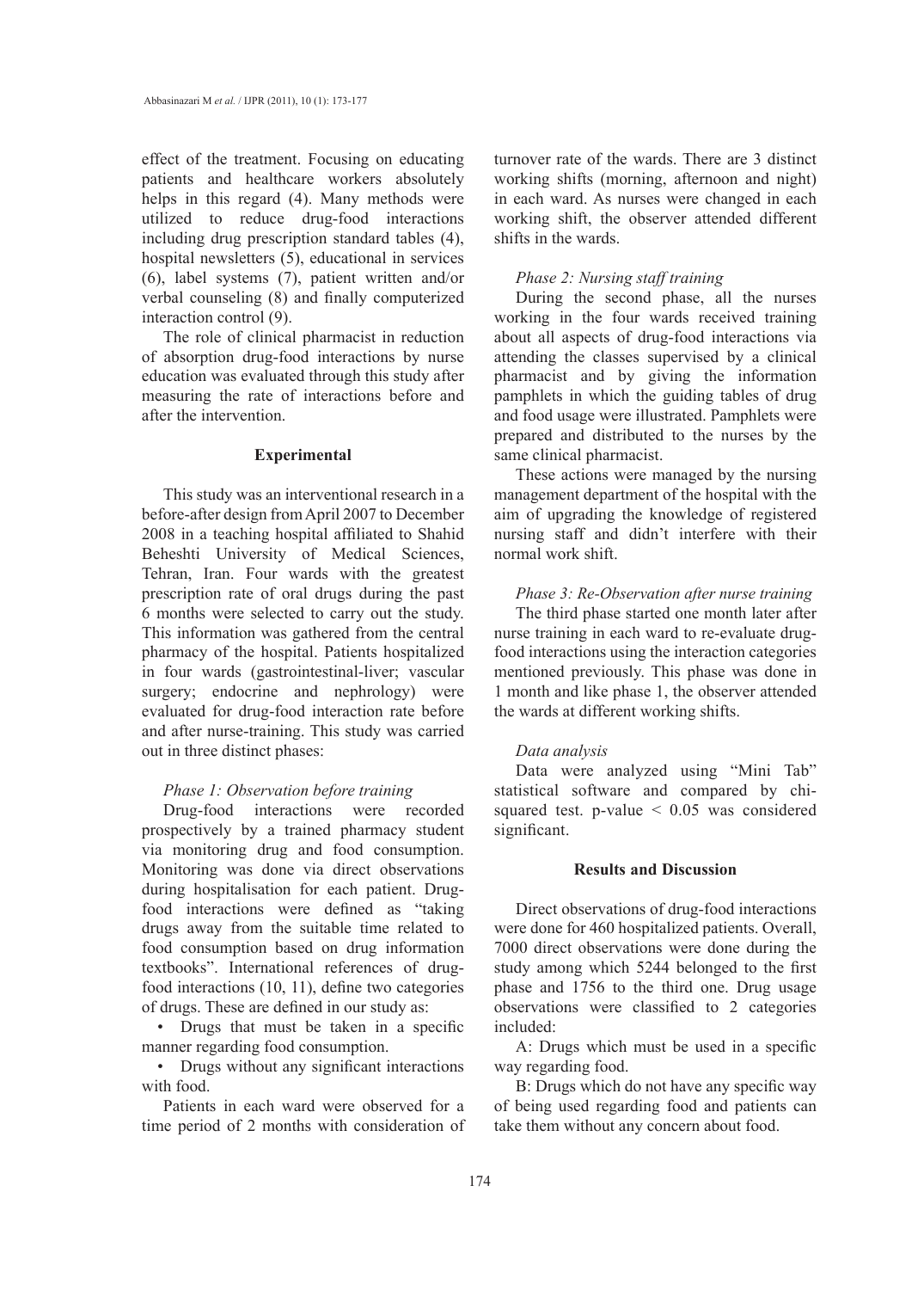effect of the treatment. Focusing on educating patients and healthcare workers absolutely helps in this regard (4). Many methods were utilized to reduce drug-food interactions including drug prescription standard tables (4), hospital newsletters (5), educational in services (6), label systems (7), patient written and/or verbal counseling (8) and finally computerized interaction control (9).

The role of clinical pharmacist in reduction of absorption drug-food interactions by nurse education was evaluated through this study after measuring the rate of interactions before and after the intervention.

## Experimental

This study was an interventional research in a before-after design from April 2007 to December 2008 in a teaching hospital affiliated to Shahid Beheshti University of Medical Sciences, Tehran, Iran. Four wards with the greatest prescription rate of oral drugs during the past 6 months were selected to carry out the study. This information was gathered from the central pharmacy of the hospital. Patients hospitalized in four wards (gastrointestinal-liver; vascular surgery; endocrine and nephrology) were evaluated for drug-food interaction rate before and after nurse-training. This study was carried out in three distinct phases:

*Phase 1: Observation before training*

Drug-food interactions were recorded prospectively by a trained pharmacy student via monitoring drug and food consumption. Monitoring was done via direct observations during hospitalisation for each patient. Drug-food interactions were defined as "taking drugs away from the suitable time related to food consumption based on drug information textbooks". International references of drug-food interactions (10, 11), define two categories of drugs. These are defined in our study as:

- Drugs that must be taken in a specific manner regarding food consumption.
- Drugs without any significant interactions with food.

Patients in each ward were observed for a time period of 2 months with consideration of turnover rate of the wards. There are 3 distinct working shifts (morning, afternoon and night) in each ward. As nurses were changed in each working shift, the observer attended different shifts in the wards.

*Phase 2: Nursing staff training*

During the second phase, all the nurses working in the four wards received training about all aspects of drug-food interactions via attending the classes supervised by a clinical pharmacist and by giving the information pamphlets in which the guiding tables of drug and food usage were illustrated. Pamphlets were prepared and distributed to the nurses by the same clinical pharmacist.

These actions were managed by the nursing management department of the hospital with the aim of upgrading the knowledge of registered nursing staff and didn't interfere with their normal work shift.

*Phase 3: Re-Observation after nurse training*

The third phase started one month later after nurse training in each ward to re-evaluate drug-food interactions using the interaction categories mentioned previously. This phase was done in 1 month and like phase 1, the observer attended the wards at different working shifts.

*Data analysis*

Data were analyzed using "Mini Tab" statistical software and compared by chi-squared test. p-value $< 0.05$ was considered significant.

## Results and Discussion

Direct observations of drug-food interactions were done for 460 hospitalized patients. Overall, 7000 direct observations were done during the study among which 5244 belonged to the first phase and 1756 to the third one. Drug usage observations were classified to 2 categories included:

A: Drugs which must be used in a specific way regarding food.

B: Drugs which do not have any specific way of being used regarding food and patients can take them without any concern about food.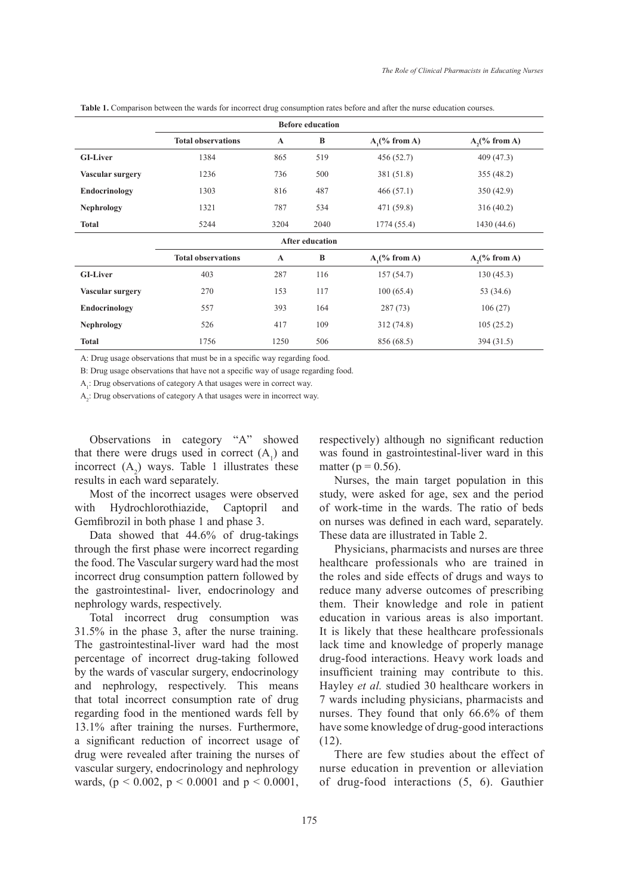**Table 1.** Comparison between the wards for incorrect drug consumption rates before and after the nurse education courses.

| | Before education | | | | |
|---|---|---|---|---|---|
| | Total observations | A | B | $A_1$(% from A) | $A_2$(% from A) |
| **GI-Liver** | 1384 | 865 | 519 | 456 (52.7) | 409 (47.3) |
| **Vascular surgery** | 1236 | 736 | 500 | 381 (51.8) | 355 (48.2) |
| **Endocrinology** | 1303 | 816 | 487 | 466 (57.1) | 350 (42.9) |
| **Nephrology** | 1321 | 787 | 534 | 471 (59.8) | 316 (40.2) |
| **Total** | 5244 | 3204 | 2040 | 1774 (55.4) | 1430 (44.6) |
| | **After education** | | | | |
| | **Total observations** | **A** | **B** | **$A_1$(% from A)** | **$A_2$(% from A)** |
| **GI-Liver** | 403 | 287 | 116 | 157 (54.7) | 130 (45.3) |
| **Vascular surgery** | 270 | 153 | 117 | 100 (65.4) | 53 (34.6) |
| **Endocrinology** | 557 | 393 | 164 | 287 (73) | 106 (27) |
| **Nephrology** | 526 | 417 | 109 | 312 (74.8) | 105 (25.2) |
| **Total** | 1756 | 1250 | 506 | 856 (68.5) | 394 (31.5) |

A: Drug usage observations that must be in a specific way regarding food.

B: Drug usage observations that have not a specific way of usage regarding food.

$A_1$: Drug observations of category A that usages were in correct way.

$A_2$: Drug observations of category A that usages were in incorrect way.

Observations in category "A" showed that there were drugs used in correct ($A_1$) and incorrect ($A_2$) ways. Table 1 illustrates these results in each ward separately.

Most of the incorrect usages were observed with Hydrochlorothiazide, Captopril and Gemfibrozil in both phase 1 and phase 3.

Data showed that 44.6% of drug-takings through the first phase were incorrect regarding the food. The Vascular surgery ward had the most incorrect drug consumption pattern followed by the gastrointestinal- liver, endocrinology and nephrology wards, respectively.

Total incorrect drug consumption was 31.5% in the phase 3, after the nurse training. The gastrointestinal-liver ward had the most percentage of incorrect drug-taking followed by the wards of vascular surgery, endocrinology and nephrology, respectively. This means that total incorrect consumption rate of drug regarding food in the mentioned wards fell by 13.1% after training the nurses. Furthermore, a significant reduction of incorrect usage of drug were revealed after training the nurses of vascular surgery, endocrinology and nephrology wards, ($p < 0.002$, $p < 0.0001$ and $p < 0.0001$, respectively) although no significant reduction was found in gastrointestinal-liver ward in this matter ($p = 0.56$).

Nurses, the main target population in this study, were asked for age, sex and the period of work-time in the wards. The ratio of beds on nurses was defined in each ward, separately. These data are illustrated in Table 2.

Physicians, pharmacists and nurses are three healthcare professionals who are trained in the roles and side effects of drugs and ways to reduce many adverse outcomes of prescribing them. Their knowledge and role in patient education in various areas is also important. It is likely that these healthcare professionals lack time and knowledge of properly manage drug-food interactions. Heavy work loads and insufficient training may contribute to this. Hayley *et al.* studied 30 healthcare workers in 7 wards including physicians, pharmacists and nurses. They found that only 66.6% of them have some knowledge of drug-good interactions (12).

There are few studies about the effect of nurse education in prevention or alleviation of drug-food interactions (5, 6). Gauthier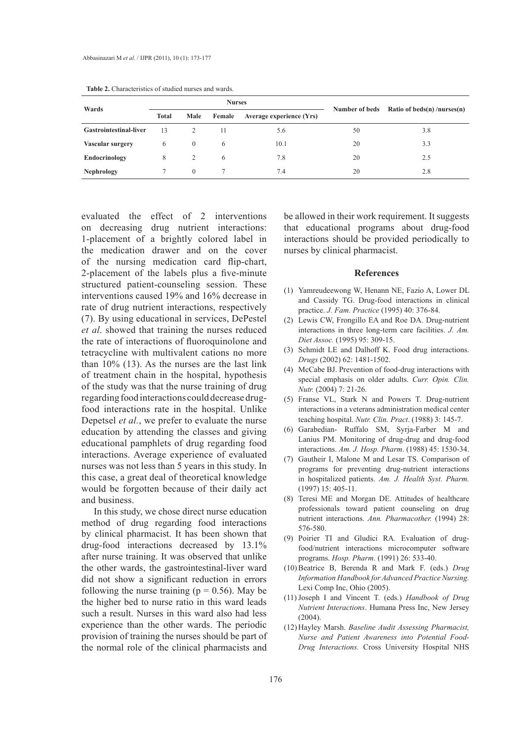**Table 2.** Characteristics of studied nurses and wards.

| Wards | Nurses | | | | Number of beds | Ratio of beds(n) /nurses(n) |
|---|---|---|---|---|---|---|
| | Total | Male | Female | Average experience (Yrs) | | |
| **Gastrointestinal-liver** | 13 | 2 | 11 | 5.6 | 50 | 3.8 |
| **Vascular surgery** | 6 | 0 | 6 | 10.1 | 20 | 3.3 |
| **Endocrinology** | 8 | 2 | 6 | 7.8 | 20 | 2.5 |
| **Nephrology** | 7 | 0 | 7 | 7.4 | 20 | 2.8 |

evaluated the effect of 2 interventions on decreasing drug nutrient interactions: 1-placement of a brightly colored label in the medication drawer and on the cover of the nursing medication card flip-chart, 2-placement of the labels plus a five-minute structured patient-counseling session. These interventions caused 19% and 16% decrease in rate of drug nutrient interactions, respectively (7). By using educational in services, DePestel *et al*. showed that training the nurses reduced the rate of interactions of fluoroquinolone and tetracycline with multivalent cations no more than 10% (13). As the nurses are the last link of treatment chain in the hospital, hypothesis of the study was that the nurse training of drug regarding food interactions could decrease drug-food interactions rate in the hospital. Unlike Depetsel *et al.*, we prefer to evaluate the nurse education by attending the classes and giving educational pamphlets of drug regarding food interactions. Average experience of evaluated nurses was not less than 5 years in this study. In this case, a great deal of theoretical knowledge would be forgotten because of their daily act and business.

In this study, we chose direct nurse education method of drug regarding food interactions by clinical pharmacist. It has been shown that drug-food interactions decreased by 13.1% after nurse training. It was observed that unlike the other wards, the gastrointestinal-liver ward did not show a significant reduction in errors following the nurse training ($p = 0.56$). May be the higher bed to nurse ratio in this ward leads such a result. Nurses in this ward also had less experience than the other wards. The periodic provision of training the nurses should be part of the normal role of the clinical pharmacists and be allowed in their work requirement. It suggests that educational programs about drug-food interactions should be provided periodically to nurses by clinical pharmacist.

## References

(1) Yamreudeewong W, Henann NE, Fazio A, Lower DL and Cassidy TG. Drug-food interactions in clinical practice. *J. Fam. Practice* (1995) 40: 376-84.

(2) Lewis CW, Frongillo EA and Roe DA. Drug-nutrient interactions in three long-term care facilities. *J. Am. Diet Assoc.* (1995) 95: 309-15.

(3) Schmidt LE and Dalhoff K. Food drug interactions. *Drugs* (2002) 62: 1481-1502.

(4) McCabe BJ. Prevention of food-drug interactions with special emphasis on older adults. *Curr. Opin. Clin. Nutr.* (2004) 7: 21-26.

(5) Franse VL, Stark N and Powers T. Drug-nutrient interactions in a veterans administration medical center teaching hospital. *Nutr. Clin. Pract*. (1988) 3: 145-7.

(6) Garabedian- Ruffalo SM, Syrja-Farber M and Lanius PM. Monitoring of drug-drug and drug-food interactions. *Am. J. Hosp. Pharm*. (1988) 45: 1530-34.

(7) Gautheir I, Malone M and Lesar TS. Comparison of programs for preventing drug-nutrient interactions in hospitalized patients. *Am. J. Health Syst. Pharm.* (1997) 15: 405-11.

(8) Teresi ME and Morgan DE. Attitudes of healthcare professionals toward patient counseling on drug nutrient interactions. *Ann. Pharmacother.* (1994) 28: 576-580.

(9) Poirier TI and Gludici RA. Evaluation of drug-food/nutrient interactions microcomputer software programs. *Hosp. Pharm*. (1991) 26: 533-40.

(10) Beatrice B, Berenda R and Mark F. (eds.) *Drug Information Handbook for Advanced Practice Nursing.* Lexi Comp Inc, Ohio (2005).

(11) Joseph I and Vincent T. (eds.) *Handbook of Drug Nutrient Interactions*. Humana Press Inc, New Jersey (2004).

(12) Hayley Marsh. *Baseline Audit Assessing Pharmacist, Nurse and Patient Awareness into Potential Food-Drug Interactions.* Cross University Hospital NHS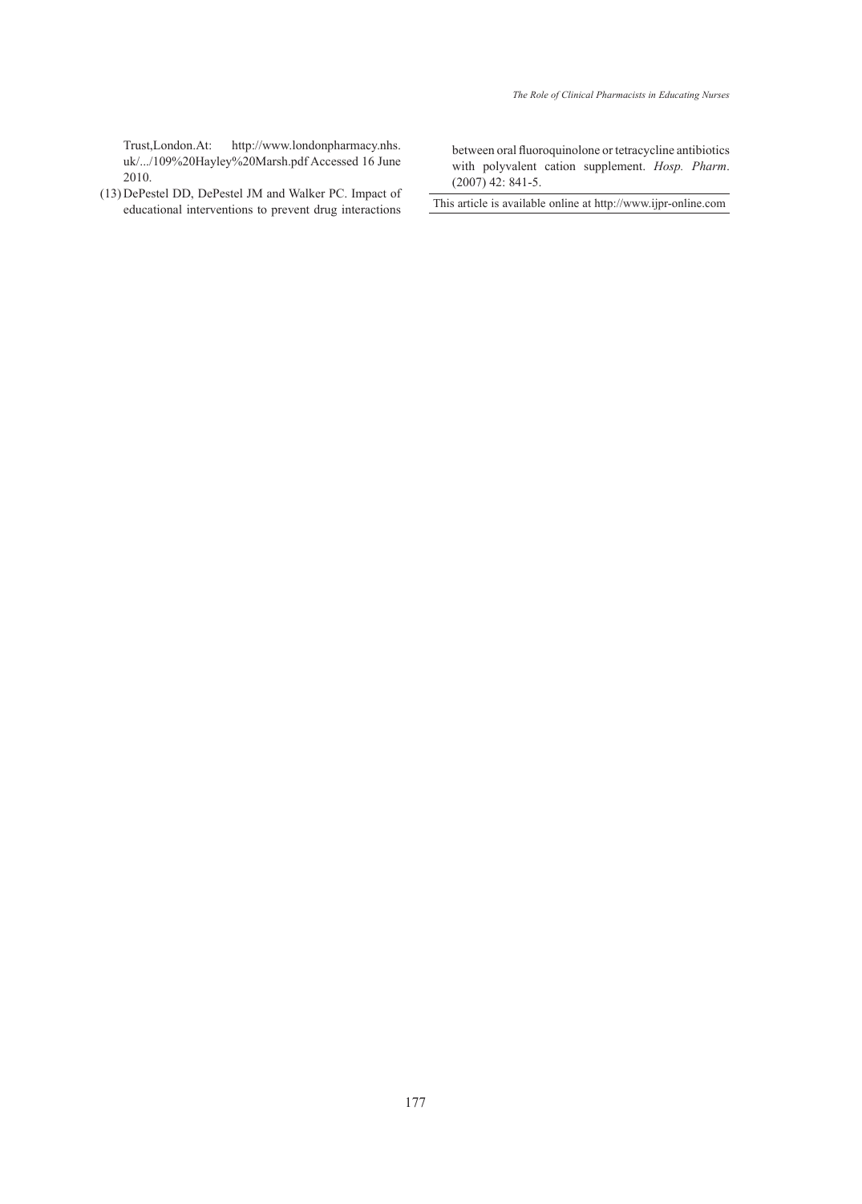Trust,London.At: http://www.londonpharmacy.nhs.uk/.../109%20Hayley%20Marsh.pdf Accessed 16 June 2010.

(13) DePestel DD, DePestel JM and Walker PC. Impact of educational interventions to prevent drug interactions between oral fluoroquinolone or tetracycline antibiotics with polyvalent cation supplement. *Hosp. Pharm*. (2007) 42: 841-5.

This article is available online at http://www.ijpr-online.com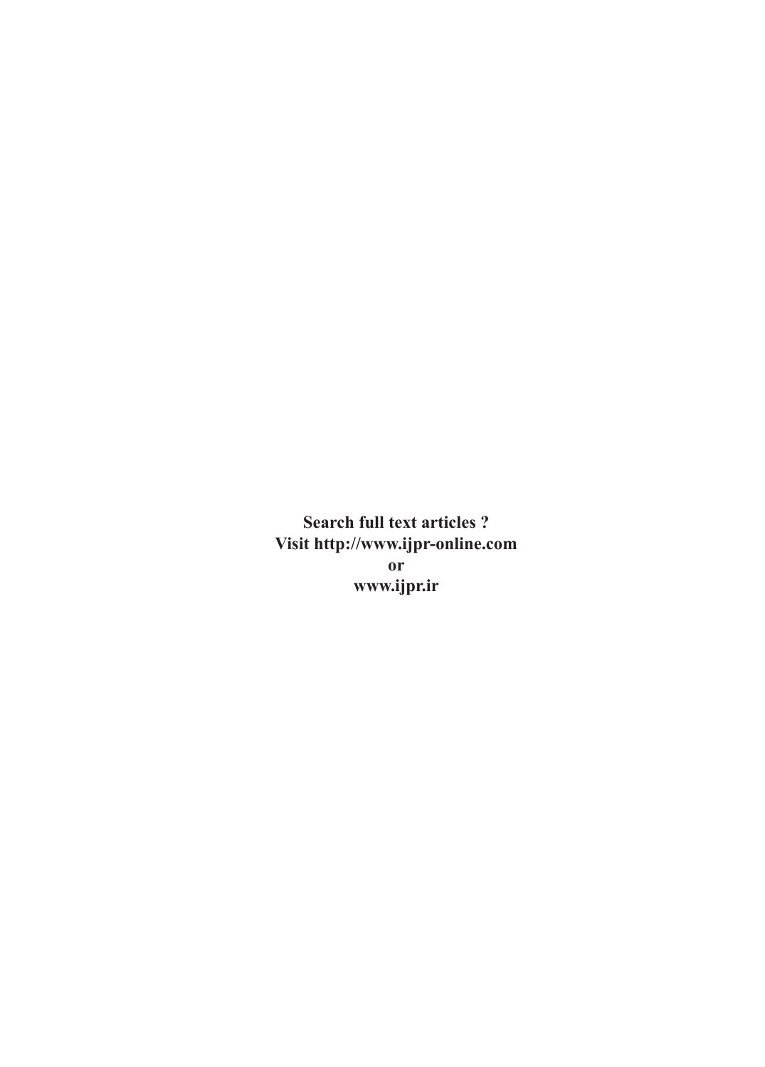**Search full text articles ?**
**Visit http://www.ijpr-online.com**
**or**
**www.ijpr.ir**